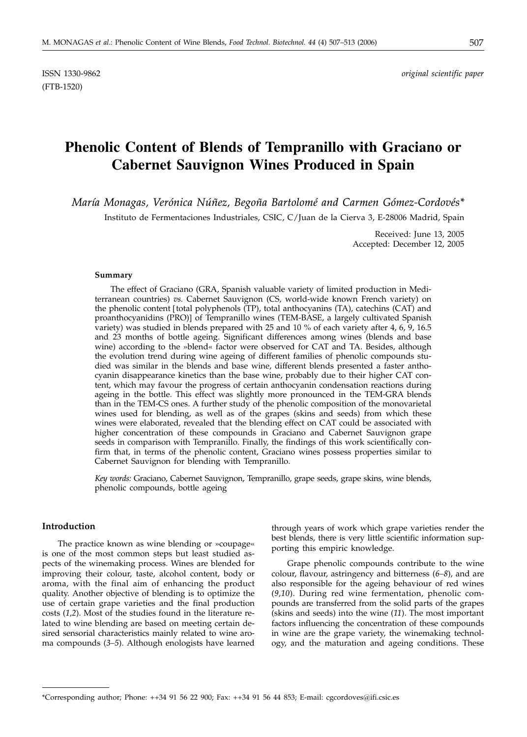ISSN 1330-9862 *original scientific paper*
(FTB-1520)

# Phenolic Content of Blends of Tempranillo with Graciano or Cabernet Sauvignon Wines Produced in Spain

*María Monagas, Verónica Núñez, Begoña Bartolomé and Carmen Gómez-Cordovés**

Instituto de Fermentaciones Industriales, CSIC, C/Juan de la Cierva 3, E-28006 Madrid, Spain

Received: June 13, 2005
Accepted: December 12, 2005

### Summary

The effect of Graciano (GRA, Spanish valuable variety of limited production in Mediterranean countries) *vs.* Cabernet Sauvignon (CS, world-wide known French variety) on the phenolic content [total polyphenols (TP), total anthocyanins (TA), catechins (CAT) and proanthocyanidins (PRO)] of Tempranillo wines (TEM-BASE, a largely cultivated Spanish variety) was studied in blends prepared with 25 and 10 % of each variety after 4, 6, 9, 16.5 and 23 months of bottle ageing. Significant differences among wines (blends and base wine) according to the »blend« factor were observed for CAT and TA. Besides, although the evolution trend during wine ageing of different families of phenolic compounds studied was similar in the blends and base wine, different blends presented a faster anthocyanin disappearance kinetics than the base wine, probably due to their higher CAT content, which may favour the progress of certain anthocyanin condensation reactions during ageing in the bottle. This effect was slightly more pronounced in the TEM-GRA blends than in the TEM-CS ones. A further study of the phenolic composition of the monovarietal wines used for blending, as well as of the grapes (skins and seeds) from which these wines were elaborated, revealed that the blending effect on CAT could be associated with higher concentration of these compounds in Graciano and Cabernet Sauvignon grape seeds in comparison with Tempranillo. Finally, the findings of this work scientifically confirm that, in terms of the phenolic content, Graciano wines possess properties similar to Cabernet Sauvignon for blending with Tempranillo.

*Key words:* Graciano, Cabernet Sauvignon, Tempranillo, grape seeds, grape skins, wine blends, phenolic compounds, bottle ageing

### Introduction

The practice known as wine blending or »coupage« is one of the most common steps but least studied aspects of the winemaking process. Wines are blended for improving their colour, taste, alcohol content, body or aroma, with the final aim of enhancing the product quality. Another objective of blending is to optimize the use of certain grape varieties and the final production costs (*1,2*). Most of the studies found in the literature related to wine blending are based on meeting certain desired sensorial characteristics mainly related to wine aroma compounds (*3–5*). Although enologists have learned through years of work which grape varieties render the best blends, there is very little scientific information supporting this empiric knowledge.

Grape phenolic compounds contribute to the wine colour, flavour, astringency and bitterness (*6–8*), and are also responsible for the ageing behaviour of red wines (*9,10*). During red wine fermentation, phenolic compounds are transferred from the solid parts of the grapes (skins and seeds) into the wine (*11*). The most important factors influencing the concentration of these compounds in wine are the grape variety, the winemaking technology, and the maturation and ageing conditions. These

\*Corresponding author; Phone: ++34 91 56 22 900; Fax: ++34 91 56 44 853; E-mail: cgcordoves@ifi.csic.es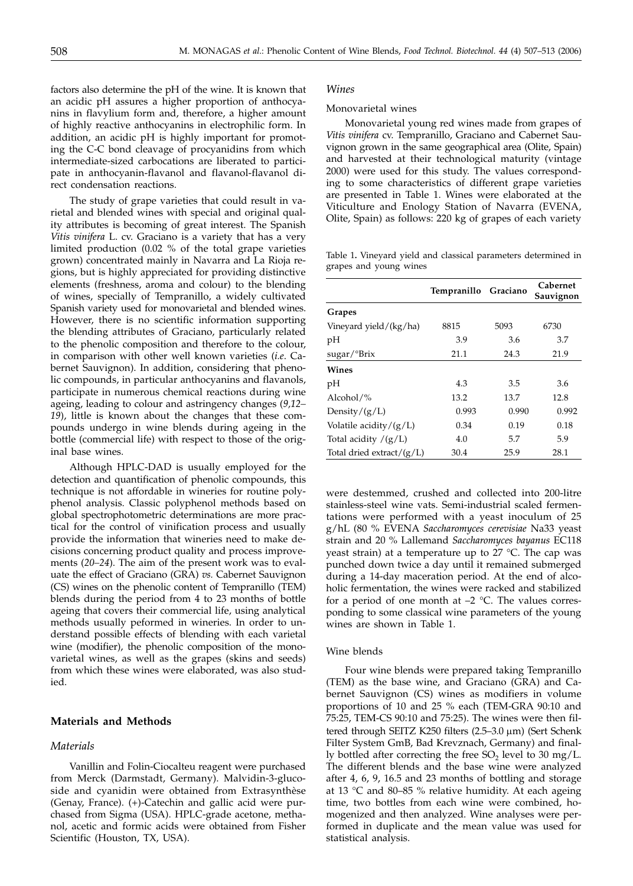factors also determine the pH of the wine. It is known that an acidic pH assures a higher proportion of anthocyanins in flavylium form and, therefore, a higher amount of highly reactive anthocyanins in electrophilic form. In addition, an acidic pH is highly important for promoting the C-C bond cleavage of procyanidins from which intermediate-sized carbocations are liberated to participate in anthocyanin-flavanol and flavanol-flavanol direct condensation reactions.

The study of grape varieties that could result in varietal and blended wines with special and original quality attributes is becoming of great interest. The Spanish *Vitis vinifera* L. cv. Graciano is a variety that has a very limited production (0.02 % of the total grape varieties grown) concentrated mainly in Navarra and La Rioja regions, but is highly appreciated for providing distinctive elements (freshness, aroma and colour) to the blending of wines, specially of Tempranillo, a widely cultivated Spanish variety used for monovarietal and blended wines. However, there is no scientific information supporting the blending attributes of Graciano, particularly related to the phenolic composition and therefore to the colour, in comparison with other well known varieties (*i.e.* Cabernet Sauvignon). In addition, considering that phenolic compounds, in particular anthocyanins and flavanols, participate in numerous chemical reactions during wine ageing, leading to colour and astringency changes (*9,12–19*), little is known about the changes that these compounds undergo in wine blends during ageing in the bottle (commercial life) with respect to those of the original base wines.

Although HPLC-DAD is usually employed for the detection and quantification of phenolic compounds, this technique is not affordable in wineries for routine polyphenol analysis. Classic polyphenol methods based on global spectrophotometric determinations are more practical for the control of vinification process and usually provide the information that wineries need to make decisions concerning product quality and process improvements (*20–24*). The aim of the present work was to evaluate the effect of Graciano (GRA) *vs.* Cabernet Sauvignon (CS) wines on the phenolic content of Tempranillo (TEM) blends during the period from 4 to 23 months of bottle ageing that covers their commercial life, using analytical methods usually peformed in wineries. In order to understand possible effects of blending with each varietal wine (modifier), the phenolic composition of the monovarietal wines, as well as the grapes (skins and seeds) from which these wines were elaborated, was also studied.

## Materials and Methods

### *Materials*

Vanillin and Folin-Ciocalteu reagent were purchased from Merck (Darmstadt, Germany). Malvidin-3-glucoside and cyanidin were obtained from Extrasynthèse (Genay, France). (+)-Catechin and gallic acid were purchased from Sigma (USA). HPLC-grade acetone, methanol, acetic and formic acids were obtained from Fisher Scientific (Houston, TX, USA).

### *Wines*

#### Monovarietal wines

Monovarietal young red wines made from grapes of *Vitis vinifera* cv. Tempranillo, Graciano and Cabernet Sauvignon grown in the same geographical area (Olite, Spain) and harvested at their technological maturity (vintage 2000) were used for this study. The values corresponding to some characteristics of different grape varieties are presented in Table 1. Wines were elaborated at the Viticulture and Enology Station of Navarra (EVENA, Olite, Spain) as follows: 220 kg of grapes of each variety were destemmed, crushed and collected into 200-litre stainless-steel wine vats. Semi-industrial scaled fermentations were performed with a yeast inoculum of 25 g/hL (80 % EVENA *Saccharomyces cerevisiae* Na33 yeast strain and 20 % Lallemand *Saccharomyces bayanus* EC118 yeast strain) at a temperature up to 27 °C. The cap was punched down twice a day until it remained submerged during a 14-day maceration period. At the end of alcoholic fermentation, the wines were racked and stabilized for a period of one month at –2 °C. The values corresponding to some classical wine parameters of the young wines are shown in Table 1.

Table 1. Vineyard yield and classical parameters determined in grapes and young wines

| | Tempranillo | Graciano | Cabernet Sauvignon |
|---|---|---|---|
| **Grapes** | | | |
| Vineyard yield/(kg/ha) | 8815 | 5093 | 6730 |
| pH | 3.9 | 3.6 | 3.7 |
| sugar/°Brix | 21.1 | 24.3 | 21.9 |
| **Wines** | | | |
| pH | 4.3 | 3.5 | 3.6 |
| Alcohol/% | 13.2 | 13.7 | 12.8 |
| Density/(g/L) | 0.993 | 0.990 | 0.992 |
| Volatile acidity/(g/L) | 0.34 | 0.19 | 0.18 |
| Total acidity /(g/L) | 4.0 | 5.7 | 5.9 |
| Total dried extract/(g/L) | 30.4 | 25.9 | 28.1 |

#### Wine blends

Four wine blends were prepared taking Tempranillo (TEM) as the base wine, and Graciano (GRA) and Cabernet Sauvignon (CS) wines as modifiers in volume proportions of 10 and 25 % each (TEM-GRA 90:10 and 75:25, TEM-CS 90:10 and 75:25). The wines were then filtered through SEITZ K250 filters (2.5–3.0 μm) (Sert Schenk Filter System GmB, Bad Krevznach, Germany) and finally bottled after correcting the free $SO_2$ level to 30 mg/L. The different blends and the base wine were analyzed after 4, 6, 9, 16.5 and 23 months of bottling and storage at 13 °C and 80–85 % relative humidity. At each ageing time, two bottles from each wine were combined, homogenized and then analyzed. Wine analyses were performed in duplicate and the mean value was used for statistical analysis.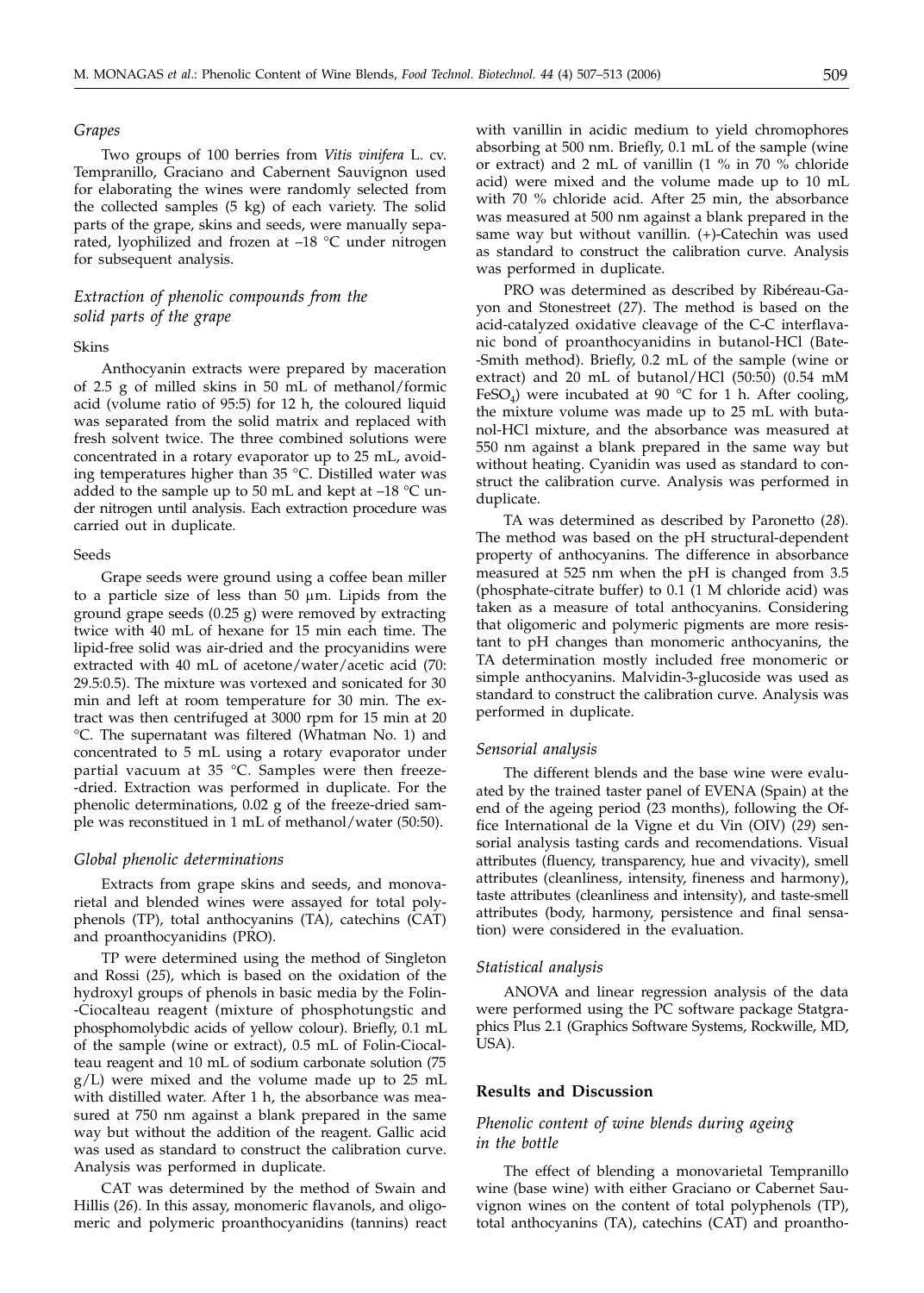### *Grapes*

Two groups of 100 berries from *Vitis vinifera* L. cv. Tempranillo, Graciano and Cabernent Sauvignon used for elaborating the wines were randomly selected from the collected samples (5 kg) of each variety. The solid parts of the grape, skins and seeds, were manually separated, lyophilized and frozen at –18 °C under nitrogen for subsequent analysis.

### *Extraction of phenolic compounds from the solid parts of the grape*

#### Skins

Anthocyanin extracts were prepared by maceration of 2.5 g of milled skins in 50 mL of methanol/formic acid (volume ratio of 95:5) for 12 h, the coloured liquid was separated from the solid matrix and replaced with fresh solvent twice. The three combined solutions were concentrated in a rotary evaporator up to 25 mL, avoiding temperatures higher than 35 °C. Distilled water was added to the sample up to 50 mL and kept at –18 °C under nitrogen until analysis. Each extraction procedure was carried out in duplicate.

#### Seeds

Grape seeds were ground using a coffee bean miller to a particle size of less than 50 µm. Lipids from the ground grape seeds (0.25 g) were removed by extracting twice with 40 mL of hexane for 15 min each time. The lipid-free solid was air-dried and the procyanidins were extracted with 40 mL of acetone/water/acetic acid (70: 29.5:0.5). The mixture was vortexed and sonicated for 30 min and left at room temperature for 30 min. The extract was then centrifuged at 3000 rpm for 15 min at 20 °C. The supernatant was filtered (Whatman No. 1) and concentrated to 5 mL using a rotary evaporator under partial vacuum at 35 °C. Samples were then freeze-dried. Extraction was performed in duplicate. For the phenolic determinations, 0.02 g of the freeze-dried sample was reconstitued in 1 mL of methanol/water (50:50).

### *Global phenolic determinations*

Extracts from grape skins and seeds, and monovarietal and blended wines were assayed for total polyphenols (TP), total anthocyanins (TA), catechins (CAT) and proanthocyanidins (PRO).

TP were determined using the method of Singleton and Rossi (*25*), which is based on the oxidation of the hydroxyl groups of phenols in basic media by the Folin-Ciocalteau reagent (mixture of phosphotungstic and phosphomolybdic acids of yellow colour). Briefly, 0.1 mL of the sample (wine or extract), 0.5 mL of Folin-Ciocalteau reagent and 10 mL of sodium carbonate solution (75 g/L) were mixed and the volume made up to 25 mL with distilled water. After 1 h, the absorbance was measured at 750 nm against a blank prepared in the same way but without the addition of the reagent. Gallic acid was used as standard to construct the calibration curve. Analysis was performed in duplicate.

CAT was determined by the method of Swain and Hillis (*26*). In this assay, monomeric flavanols, and oligomeric and polymeric proanthocyanidins (tannins) react with vanillin in acidic medium to yield chromophores absorbing at 500 nm. Briefly, 0.1 mL of the sample (wine or extract) and 2 mL of vanillin (1 % in 70 % chloride acid) were mixed and the volume made up to 10 mL with 70 % chloride acid. After 25 min, the absorbance was measured at 500 nm against a blank prepared in the same way but without vanillin. (+)-Catechin was used as standard to construct the calibration curve. Analysis was performed in duplicate.

PRO was determined as described by Ribéreau-Gayon and Stonestreet (*27*). The method is based on the acid-catalyzed oxidative cleavage of the C-C interflavanic bond of proanthocyanidins in butanol-HCl (Bate-Smith method). Briefly, 0.2 mL of the sample (wine or extract) and 20 mL of butanol/HCl (50:50) (0.54 mM $FeSO_4$) were incubated at 90 °C for 1 h. After cooling, the mixture volume was made up to 25 mL with butanol-HCl mixture, and the absorbance was measured at 550 nm against a blank prepared in the same way but without heating. Cyanidin was used as standard to construct the calibration curve. Analysis was performed in duplicate.

TA was determined as described by Paronetto (*28*). The method was based on the pH structural-dependent property of anthocyanins. The difference in absorbance measured at 525 nm when the pH is changed from 3.5 (phosphate-citrate buffer) to 0.1 (1 M chloride acid) was taken as a measure of total anthocyanins. Considering that oligomeric and polymeric pigments are more resistant to pH changes than monomeric anthocyanins, the TA determination mostly included free monomeric or simple anthocyanins. Malvidin-3-glucoside was used as standard to construct the calibration curve. Analysis was performed in duplicate.

### *Sensorial analysis*

The different blends and the base wine were evaluated by the trained taster panel of EVENA (Spain) at the end of the ageing period (23 months), following the Office International de la Vigne et du Vin (OIV) (*29*) sensorial analysis tasting cards and recomendations. Visual attributes (fluency, transparency, hue and vivacity), smell attributes (cleanliness, intensity, fineness and harmony), taste attributes (cleanliness and intensity), and taste-smell attributes (body, harmony, persistence and final sensation) were considered in the evaluation.

### *Statistical analysis*

ANOVA and linear regression analysis of the data were performed using the PC software package Statgraphics Plus 2.1 (Graphics Software Systems, Rockwille, MD, USA).

## Results and Discussion

### *Phenolic content of wine blends during ageing in the bottle*

The effect of blending a monovarietal Tempranillo wine (base wine) with either Graciano or Cabernet Sauvignon wines on the content of total polyphenols (TP), total anthocyanins (TA), catechins (CAT) and proantho-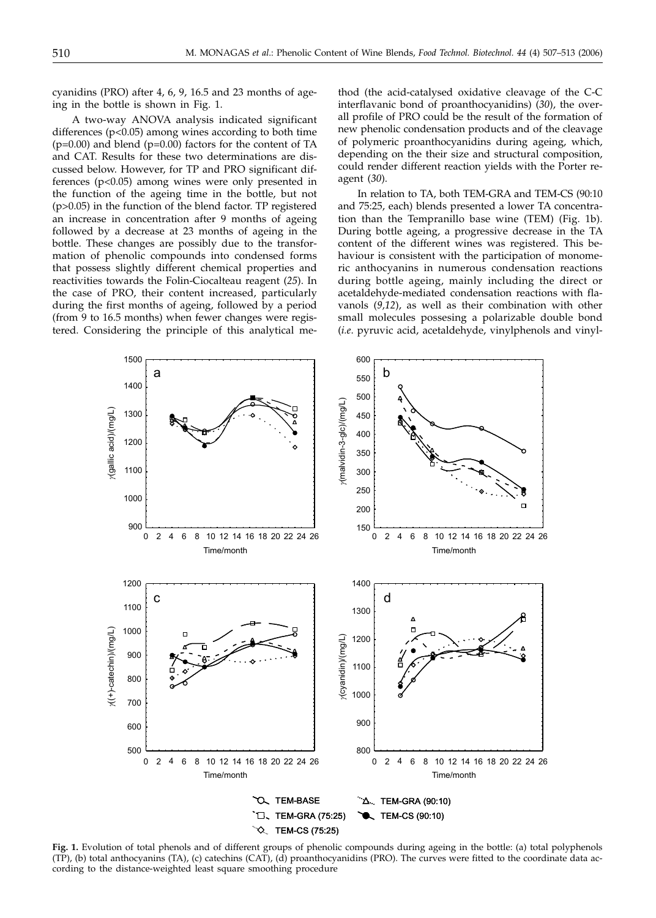cyanidins (PRO) after 4, 6, 9, 16.5 and 23 months of ageing in the bottle is shown in Fig. 1.

A two-way ANOVA analysis indicated significant differences ($p<0.05$) among wines according to both time ($p=0.00$) and blend ($p=0.00$) factors for the content of TA and CAT. Results for these two determinations are discussed below. However, for TP and PRO significant differences ($p<0.05$) among wines were only presented in the function of the ageing time in the bottle, but not ($p>0.05$) in the function of the blend factor. TP registered an increase in concentration after 9 months of ageing followed by a decrease at 23 months of ageing in the bottle. These changes are possibly due to the transformation of phenolic compounds into condensed forms that possess slightly different chemical properties and reactivities towards the Folin-Ciocalteau reagent (*25*). In the case of PRO, their content increased, particularly during the first months of ageing, followed by a period (from 9 to 16.5 months) when fewer changes were registered. Considering the principle of this analytical method (the acid-catalysed oxidative cleavage of the C-C interflavanic bond of proanthocyanidins) (*30*), the overall profile of PRO could be the result of the formation of new phenolic condensation products and of the cleavage of polymeric proanthocyanidins during ageing, which, depending on the their size and structural composition, could render different reaction yields with the Porter reagent (*30*).

In relation to TA, both TEM-GRA and TEM-CS (90:10 and 75:25, each) blends presented a lower TA concentration than the Tempranillo base wine (TEM) (Fig. 1b). During bottle ageing, a progressive decrease in the TA content of the different wines was registered. This behaviour is consistent with the participation of monomeric anthocyanins in numerous condensation reactions during bottle ageing, mainly including the direct or acetaldehyde-mediated condensation reactions with flavanols (*9*,*12*), as well as their combination with other small molecules possesing a polarizable double bond (*i.e.* pyruvic acid, acetaldehyde, vinylphenols and vinyl-

**Fig. 1.** Evolution of total phenols and of different groups of phenolic compounds during ageing in the bottle: (a) total polyphenols (TP), (b) total anthocyanins (TA), (c) catechins (CAT), (d) proanthocyanidins (PRO). The curves were fitted to the coordinate data according to the distance-weighted least square smoothing procedure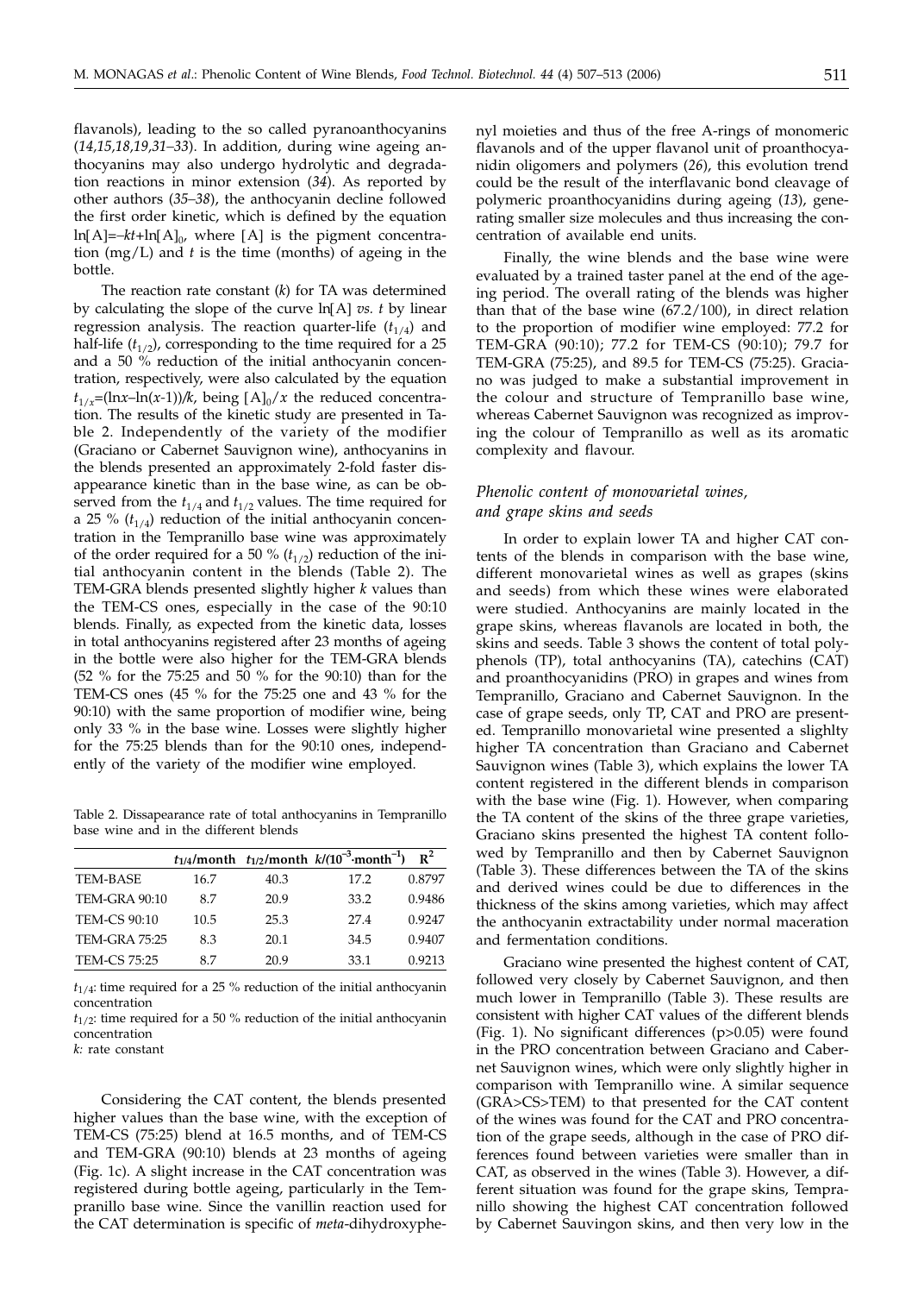flavanols), leading to the so called pyranoanthocyanins (*14,15,18,19,31–33*). In addition, during wine ageing anthocyanins may also undergo hydrolytic and degradation reactions in minor extension (*34*). As reported by other authors (*35–38*), the anthocyanin decline followed the first order kinetic, which is defined by the equation $\ln[A]=-kt+\ln[A]_0$, where [A] is the pigment concentration (mg/L) and *t* is the time (months) of ageing in the bottle.

The reaction rate constant (*k*) for TA was determined by calculating the slope of the curve ln[A] *vs. t* by linear regression analysis. The reaction quarter-life ($t_{1/4}$) and half-life ($t_{1/2}$), corresponding to the time required for a 25 and a 50 % reduction of the initial anthocyanin concentration, respectively, were also calculated by the equation $t_{1/x}=(\ln x-\ln(x-1))/k$, being $[A]_0/x$ the reduced concentration. The results of the kinetic study are presented in Table 2. Independently of the variety of the modifier (Graciano or Cabernet Sauvignon wine), anthocyanins in the blends presented an approximately 2-fold faster disappearance kinetic than in the base wine, as can be observed from the $t_{1/4}$ and $t_{1/2}$ values. The time required for a 25 % ($t_{1/4}$) reduction of the initial anthocyanin concentration in the Tempranillo base wine was approximately of the order required for a 50 % ($t_{1/2}$) reduction of the initial anthocyanin content in the blends (Table 2). The TEM-GRA blends presented slightly higher *k* values than the TEM-CS ones, especially in the case of the 90:10 blends. Finally, as expected from the kinetic data, losses in total anthocyanins registered after 23 months of ageing in the bottle were also higher for the TEM-GRA blends (52 % for the 75:25 and 50 % for the 90:10) than for the TEM-CS ones (45 % for the 75:25 one and 43 % for the 90:10) with the same proportion of modifier wine, being only 33 % in the base wine. Losses were slightly higher for the 75:25 blends than for the 90:10 ones, independently of the variety of the modifier wine employed.

Table 2. Dissapearance rate of total anthocyanins in Tempranillo base wine and in the different blends

| | $t_{1/4}$/month | $t_{1/2}$/month | $k/(10^{-3}\cdot\text{month}^{-1})$ | $R^2$ |
|---|---|---|---|---|
| TEM-BASE | 16.7 | 40.3 | 17.2 | 0.8797 |
| TEM-GRA 90:10 | 8.7 | 20.9 | 33.2 | 0.9486 |
| TEM-CS 90:10 | 10.5 | 25.3 | 27.4 | 0.9247 |
| TEM-GRA 75:25 | 8.3 | 20.1 | 34.5 | 0.9407 |
| TEM-CS 75:25 | 8.7 | 20.9 | 33.1 | 0.9213 |

$t_{1/4}$: time required for a 25 % reduction of the initial anthocyanin concentration

$t_{1/2}$: time required for a 50 % reduction of the initial anthocyanin concentration

*k:* rate constant

Considering the CAT content, the blends presented higher values than the base wine, with the exception of TEM-CS (75:25) blend at 16.5 months, and of TEM-CS and TEM-GRA (90:10) blends at 23 months of ageing (Fig. 1c). A slight increase in the CAT concentration was registered during bottle ageing, particularly in the Tempranillo base wine. Since the vanillin reaction used for the CAT determination is specific of *meta*-dihydroxyphenyl moieties and thus of the free A-rings of monomeric flavanols and of the upper flavanol unit of proanthocyanidin oligomers and polymers (*26*), this evolution trend could be the result of the interflavanic bond cleavage of polymeric proanthocyanidins during ageing (*13*), generating smaller size molecules and thus increasing the concentration of available end units.

Finally, the wine blends and the base wine were evaluated by a trained taster panel at the end of the ageing period. The overall rating of the blends was higher than that of the base wine (67.2/100), in direct relation to the proportion of modifier wine employed: 77.2 for TEM-GRA (90:10); 77.2 for TEM-CS (90:10); 79.7 for TEM-GRA (75:25), and 89.5 for TEM-CS (75:25). Graciano was judged to make a substantial improvement in the colour and structure of Tempranillo base wine, whereas Cabernet Sauvignon was recognized as improving the colour of Tempranillo as well as its aromatic complexity and flavour.

## *Phenolic content of monovarietal wines, and grape skins and seeds*

In order to explain lower TA and higher CAT contents of the blends in comparison with the base wine, different monovarietal wines as well as grapes (skins and seeds) from which these wines were elaborated were studied. Anthocyanins are mainly located in the grape skins, whereas flavanols are located in both, the skins and seeds. Table 3 shows the content of total polyphenols (TP), total anthocyanins (TA), catechins (CAT) and proanthocyanidins (PRO) in grapes and wines from Tempranillo, Graciano and Cabernet Sauvignon. In the case of grape seeds, only TP, CAT and PRO are presented. Tempranillo monovarietal wine presented a slighlty higher TA concentration than Graciano and Cabernet Sauvignon wines (Table 3), which explains the lower TA content registered in the different blends in comparison with the base wine (Fig. 1). However, when comparing the TA content of the skins of the three grape varieties, Graciano skins presented the highest TA content followed by Tempranillo and then by Cabernet Sauvignon (Table 3). These differences between the TA of the skins and derived wines could be due to differences in the thickness of the skins among varieties, which may affect the anthocyanin extractability under normal maceration and fermentation conditions.

Graciano wine presented the highest content of CAT, followed very closely by Cabernet Sauvignon, and then much lower in Tempranillo (Table 3). These results are consistent with higher CAT values of the different blends (Fig. 1). No significant differences (p>0.05) were found in the PRO concentration between Graciano and Cabernet Sauvignon wines, which were only slightly higher in comparison with Tempranillo wine. A similar sequence (GRA>CS>TEM) to that presented for the CAT content of the wines was found for the CAT and PRO concentration of the grape seeds, although in the case of PRO differences found between varieties were smaller than in CAT, as observed in the wines (Table 3). However, a different situation was found for the grape skins, Tempranillo showing the highest CAT concentration followed by Cabernet Sauvingon skins, and then very low in the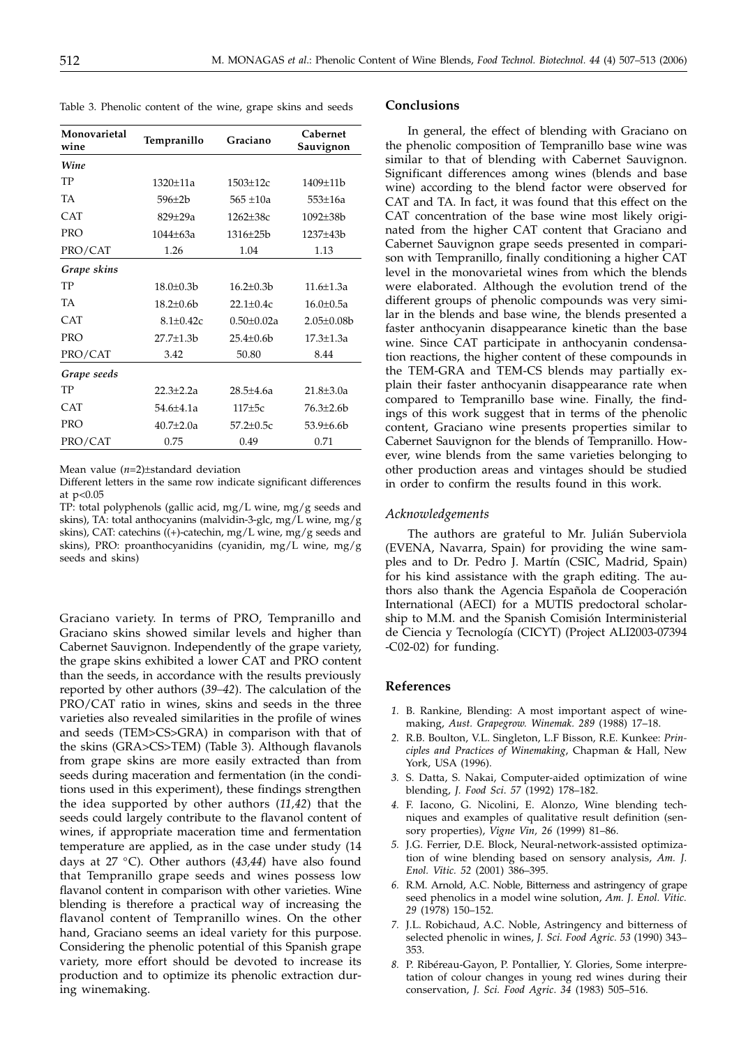Table 3. Phenolic content of the wine, grape skins and seeds

| Monovarietal wine | Tempranillo | Graciano | Cabernet Sauvignon |
|---|---|---|---|
| ***Wine*** | | | |
| TP | 1320±11a | 1503±12c | 1409±11b |
| TA | 596±2b | 565 ±10a | 553±16a |
| CAT | 829±29a | 1262±38c | 1092±38b |
| PRO | 1044±63a | 1316±25b | 1237±43b |
| PRO/CAT | 1.26 | 1.04 | 1.13 |
| ***Grape skins*** | | | |
| TP | 18.0±0.3b | 16.2±0.3b | 11.6±1.3a |
| TA | 18.2±0.6b | 22.1±0.4c | 16.0±0.5a |
| CAT | 8.1±0.42c | 0.50±0.02a | 2.05±0.08b |
| PRO | 27.7±1.3b | 25.4±0.6b | 17.3±1.3a |
| PRO/CAT | 3.42 | 50.80 | 8.44 |
| ***Grape seeds*** | | | |
| TP | 22.3±2.2a | 28.5±4.6a | 21.8±3.0a |
| CAT | 54.6±4.1a | 117±5c | 76.3±2.6b |
| PRO | 40.7±2.0a | 57.2±0.5c | 53.9±6.6b |
| PRO/CAT | 0.75 | 0.49 | 0.71 |

Mean value ($n$=2)±standard deviation

Different letters in the same row indicate significant differences at $p<0.05$

TP: total polyphenols (gallic acid, mg/L wine, mg/g seeds and skins), TA: total anthocyanins (malvidin-3-glc, mg/L wine, mg/g skins), CAT: catechins ((+)-catechin, mg/L wine, mg/g seeds and skins), PRO: proanthocyanidins (cyanidin, mg/L wine, mg/g seeds and skins)

Graciano variety. In terms of PRO, Tempranillo and Graciano skins showed similar levels and higher than Cabernet Sauvignon. Independently of the grape variety, the grape skins exhibited a lower CAT and PRO content than the seeds, in accordance with the results previously reported by other authors (*39–42*). The calculation of the PRO/CAT ratio in wines, skins and seeds in the three varieties also revealed similarities in the profile of wines and seeds (TEM>CS>GRA) in comparison with that of the skins (GRA>CS>TEM) (Table 3). Although flavanols from grape skins are more easily extracted than from seeds during maceration and fermentation (in the conditions used in this experiment), these findings strengthen the idea supported by other authors (*11,42*) that the seeds could largely contribute to the flavanol content of wines, if appropriate maceration time and fermentation temperature are applied, as in the case under study (14 days at 27 °C). Other authors (*43,44*) have also found that Tempranillo grape seeds and wines possess low flavanol content in comparison with other varieties. Wine blending is therefore a practical way of increasing the flavanol content of Tempranillo wines. On the other hand, Graciano seems an ideal variety for this purpose. Considering the phenolic potential of this Spanish grape variety, more effort should be devoted to increase its production and to optimize its phenolic extraction during winemaking.

## Conclusions

In general, the effect of blending with Graciano on the phenolic composition of Tempranillo base wine was similar to that of blending with Cabernet Sauvignon. Significant differences among wines (blends and base wine) according to the blend factor were observed for CAT and TA. In fact, it was found that this effect on the CAT concentration of the base wine most likely originated from the higher CAT content that Graciano and Cabernet Sauvignon grape seeds presented in comparison with Tempranillo, finally conditioning a higher CAT level in the monovarietal wines from which the blends were elaborated. Although the evolution trend of the different groups of phenolic compounds was very similar in the blends and base wine, the blends presented a faster anthocyanin disappearance kinetic than the base wine. Since CAT participate in anthocyanin condensation reactions, the higher content of these compounds in the TEM-GRA and TEM-CS blends may partially explain their faster anthocyanin disappearance rate when compared to Tempranillo base wine. Finally, the findings of this work suggest that in terms of the phenolic content, Graciano wine presents properties similar to Cabernet Sauvignon for the blends of Tempranillo. However, wine blends from the same varieties belonging to other production areas and vintages should be studied in order to confirm the results found in this work.

### *Acknowledgements*

The authors are grateful to Mr. Julián Suberviola (EVENA, Navarra, Spain) for providing the wine samples and to Dr. Pedro J. Martín (CSIC, Madrid, Spain) for his kind assistance with the graph editing. The authors also thank the Agencia Española de Cooperación International (AECI) for a MUTIS predoctoral scholarship to M.M. and the Spanish Comisión Interministerial de Ciencia y Tecnología (CICYT) (Project ALI2003-07394 -C02-02) for funding.

## References

*1.* B. Rankine, Blending: A most important aspect of winemaking, *Aust. Grapegrow. Winemak. 289* (1988) 17–18.

*2.* R.B. Boulton, V.L. Singleton, L.F Bisson, R.E. Kunkee: *Principles and Practices of Winemaking*, Chapman & Hall, New York, USA (1996).

*3.* S. Datta, S. Nakai, Computer-aided optimization of wine blending, *J. Food Sci. 57* (1992) 178–182.

*4.* F. Iacono, G. Nicolini, E. Alonzo, Wine blending techniques and examples of qualitative result definition (sensory properties), *Vigne Vin, 26* (1999) 81–86.

*5.* J.G. Ferrier, D.E. Block, Neural-network-assisted optimization of wine blending based on sensory analysis, *Am. J. Enol. Vitic. 52* (2001) 386–395.

*6.* R.M. Arnold, A.C. Noble, Bitterness and astringency of grape seed phenolics in a model wine solution, *Am. J. Enol. Vitic. 29* (1978) 150–152.

*7.* J.L. Robichaud, A.C. Noble, Astringency and bitterness of selected phenolic in wines, *J. Sci. Food Agric. 53* (1990) 343–353.

*8.* P. Ribéreau-Gayon, P. Pontallier, Y. Glories, Some interpretation of colour changes in young red wines during their conservation, *J. Sci. Food Agric. 34* (1983) 505–516.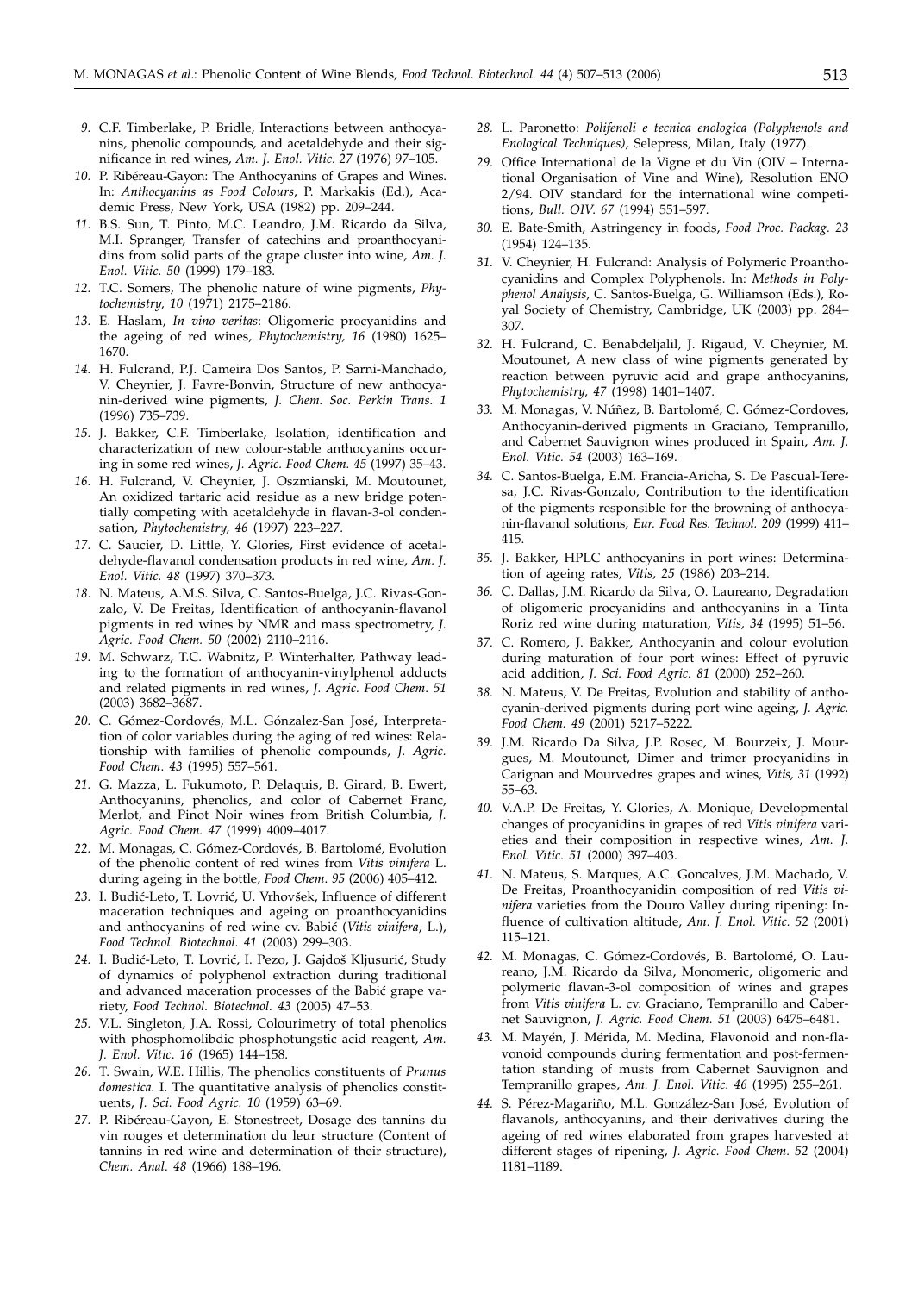9. C.F. Timberlake, P. Bridle, Interactions between anthocyanins, phenolic compounds, and acetaldehyde and their significance in red wines, *Am. J. Enol. Vitic. 27* (1976) 97–105.
10. P. Ribéreau-Gayon: The Anthocyanins of Grapes and Wines. In: *Anthocyanins as Food Colours*, P. Markakis (Ed.), Academic Press, New York, USA (1982) pp. 209–244.
11. B.S. Sun, T. Pinto, M.C. Leandro, J.M. Ricardo da Silva, M.I. Spranger, Transfer of catechins and proanthocyanidins from solid parts of the grape cluster into wine, *Am. J. Enol. Vitic. 50* (1999) 179–183.
12. T.C. Somers, The phenolic nature of wine pigments, *Phytochemistry, 10* (1971) 2175–2186.
13. E. Haslam, *In vino veritas*: Oligomeric procyanidins and the ageing of red wines, *Phytochemistry, 16* (1980) 1625–1670.
14. H. Fulcrand, P.J. Cameira Dos Santos, P. Sarni-Manchado, V. Cheynier, J. Favre-Bonvin, Structure of new anthocyanin-derived wine pigments, *J. Chem. Soc. Perkin Trans. 1* (1996) 735–739.
15. J. Bakker, C.F. Timberlake, Isolation, identification and characterization of new colour-stable anthocyanins occurring in some red wines, *J. Agric. Food Chem. 45* (1997) 35–43.
16. H. Fulcrand, V. Cheynier, J. Oszmianski, M. Moutounet, An oxidized tartaric acid residue as a new bridge potentially competing with acetaldehyde in flavan-3-ol condensation, *Phytochemistry, 46* (1997) 223–227.
17. C. Saucier, D. Little, Y. Glories, First evidence of acetaldehyde-flavanol condensation products in red wine, *Am. J. Enol. Vitic. 48* (1997) 370–373.
18. N. Mateus, A.M.S. Silva, C. Santos-Buelga, J.C. Rivas-Gonzalo, V. De Freitas, Identification of anthocyanin-flavanol pigments in red wines by NMR and mass spectrometry, *J. Agric. Food Chem. 50* (2002) 2110–2116.
19. M. Schwarz, T.C. Wabnitz, P. Winterhalter, Pathway leading to the formation of anthocyanin-vinylphenol adducts and related pigments in red wines, *J. Agric. Food Chem. 51* (2003) 3682–3687.
20. C. Gómez-Cordovés, M.L. Gónzalez-San José, Interpretation of color variables during the aging of red wines: Relationship with families of phenolic compounds, *J. Agric. Food Chem. 43* (1995) 557–561.
21. G. Mazza, L. Fukumoto, P. Delaquis, B. Girard, B. Ewert, Anthocyanins, phenolics, and color of Cabernet Franc, Merlot, and Pinot Noir wines from British Columbia, *J. Agric. Food Chem. 47* (1999) 4009–4017.
22. M. Monagas, C. Gómez-Cordovés, B. Bartolomé, Evolution of the phenolic content of red wines from *Vitis vinifera* L. during ageing in the bottle, *Food Chem. 95* (2006) 405–412.
23. I. Budić-Leto, T. Lovrić, U. Vrhovšek, Influence of different maceration techniques and ageing on proanthocyanidins and anthocyanins of red wine cv. Babić (*Vitis vinifera*, L.), *Food Technol. Biotechnol. 41* (2003) 299–303.
24. I. Budić-Leto, T. Lovrić, I. Pezo, J. Gajdoš Kljusurić, Study of dynamics of polyphenol extraction during traditional and advanced maceration processes of the Babić grape variety, *Food Technol. Biotechnol. 43* (2005) 47–53.
25. V.L. Singleton, J.A. Rossi, Colourimetry of total phenolics with phosphomolibdic phosphotungstic acid reagent, *Am. J. Enol. Vitic. 16* (1965) 144–158.
26. T. Swain, W.E. Hillis, The phenolics constituents of *Prunus domestica*. I. The quantitative analysis of phenolics constituents, *J. Sci. Food Agric. 10* (1959) 63–69.
27. P. Ribéreau-Gayon, E. Stonestreet, Dosage des tannins du vin rouges et determination du leur structure (Content of tannins in red wine and determination of their structure), *Chem. Anal. 48* (1966) 188–196.
28. L. Paronetto: *Polifenoli e tecnica enologica (Polyphenols and Enological Techniques)*, Selepress, Milan, Italy (1977).
29. Office International de la Vigne et du Vin (OIV – International Organisation of Vine and Wine), Resolution ENO 2/94. OIV standard for the international wine competitions, *Bull. OIV. 67* (1994) 551–597.
30. E. Bate-Smith, Astringency in foods, *Food Proc. Packag. 23* (1954) 124–135.
31. V. Cheynier, H. Fulcrand: Analysis of Polymeric Proanthocyanidins and Complex Polyphenols. In: *Methods in Polyphenol Analysis*, C. Santos-Buelga, G. Williamson (Eds.), Royal Society of Chemistry, Cambridge, UK (2003) pp. 284–307.
32. H. Fulcrand, C. Benabdeljalil, J. Rigaud, V. Cheynier, M. Moutounet, A new class of wine pigments generated by reaction between pyruvic acid and grape anthocyanins, *Phytochemistry, 47* (1998) 1401–1407.
33. M. Monagas, V. Núñez, B. Bartolomé, C. Gómez-Cordoves, Anthocyanin-derived pigments in Graciano, Tempranillo, and Cabernet Sauvignon wines produced in Spain, *Am. J. Enol. Vitic. 54* (2003) 163–169.
34. C. Santos-Buelga, E.M. Francia-Aricha, S. De Pascual-Teresa, J.C. Rivas-Gonzalo, Contribution to the identification of the pigments responsible for the browning of anthocyanin-flavanol solutions, *Eur. Food Res. Technol. 209* (1999) 411–415.
35. J. Bakker, HPLC anthocyanins in port wines: Determination of ageing rates, *Vitis, 25* (1986) 203–214.
36. C. Dallas, J.M. Ricardo da Silva, O. Laureano, Degradation of oligomeric procyanidins and anthocyanins in a Tinta Roriz red wine during maturation, *Vitis, 34* (1995) 51–56.
37. C. Romero, J. Bakker, Anthocyanin and colour evolution during maturation of four port wines: Effect of pyruvic acid addition, *J. Sci. Food Agric. 81* (2000) 252–260.
38. N. Mateus, V. De Freitas, Evolution and stability of anthocyanin-derived pigments during port wine ageing, *J. Agric. Food Chem. 49* (2001) 5217–5222.
39. J.M. Ricardo Da Silva, J.P. Rosec, M. Bourzeix, J. Mourgues, M. Moutounet, Dimer and trimer procyanidins in Carignan and Mourvedres grapes and wines, *Vitis, 31* (1992) 55–63.
40. V.A.P. De Freitas, Y. Glories, A. Monique, Developmental changes of procyanidins in grapes of red *Vitis vinifera* varieties and their composition in respective wines, *Am. J. Enol. Vitic. 51* (2000) 397–403.
41. N. Mateus, S. Marques, A.C. Goncalves, J.M. Machado, V. De Freitas, Proanthocyanidin composition of red *Vitis vinifera* varieties from the Douro Valley during ripening: Influence of cultivation altitude, *Am. J. Enol. Vitic. 52* (2001) 115–121.
42. M. Monagas, C. Gómez-Cordovés, B. Bartolomé, O. Laureano, J.M. Ricardo da Silva, Monomeric, oligomeric and polymeric flavan-3-ol composition of wines and grapes from *Vitis vinifera* L. cv. Graciano, Tempranillo and Cabernet Sauvignon, *J. Agric. Food Chem. 51* (2003) 6475–6481.
43. M. Mayén, J. Mérida, M. Medina, Flavonoid and non-flavonoid compounds during fermentation and post-fermentation standing of musts from Cabernet Sauvignon and Tempranillo grapes, *Am. J. Enol. Vitic. 46* (1995) 255–261.
44. S. Pérez-Magariño, M.L. González-San José, Evolution of flavanols, anthocyanins, and their derivatives during the ageing of red wines elaborated from grapes harvested at different stages of ripening, *J. Agric. Food Chem. 52* (2004) 1181–1189.